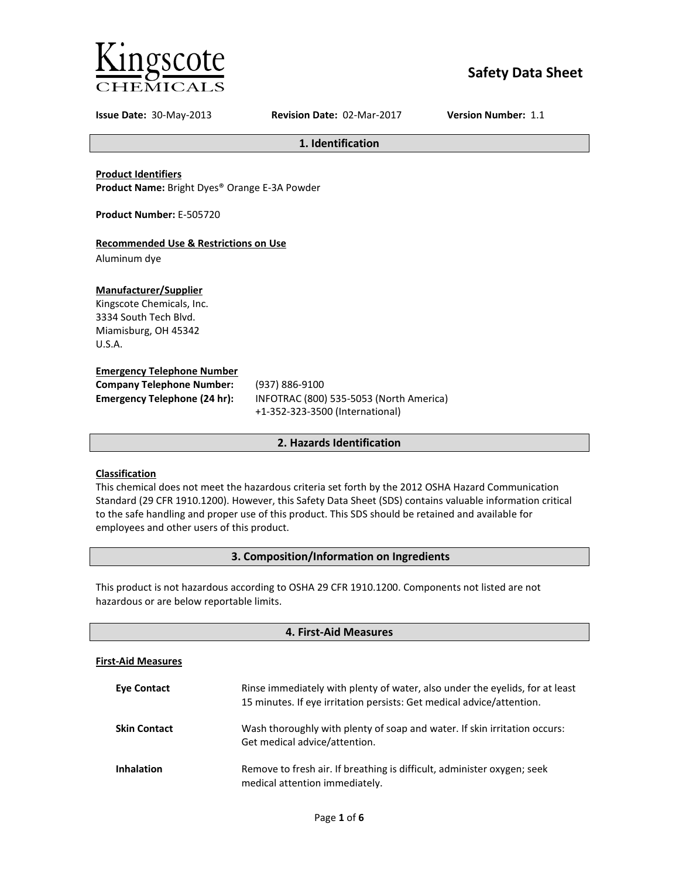Kingscote CHEMICALS

# Safety Data Sheet

**Issue Date:** 30-May-2013 **Revision Date:** 02-Mar-2017 **Version Number:** 1.1

## 1. Identification

**Product Identifiers**
**Product Name:** Bright Dyes® Orange E-3A Powder

**Product Number:** E-505720

**Recommended Use & Restrictions on Use**
Aluminum dye

**Manufacturer/Supplier**
Kingscote Chemicals, Inc.
3334 South Tech Blvd.
Miamisburg, OH 45342
U.S.A.

**Emergency Telephone Number**

**Company Telephone Number:** (937) 886-9100
**Emergency Telephone (24 hr):** INFOTRAC (800) 535-5053 (North America)
+1-352-323-3500 (International)

## 2. Hazards Identification

**Classification**
This chemical does not meet the hazardous criteria set forth by the 2012 OSHA Hazard Communication Standard (29 CFR 1910.1200). However, this Safety Data Sheet (SDS) contains valuable information critical to the safe handling and proper use of this product. This SDS should be retained and available for employees and other users of this product.

## 3. Composition/Information on Ingredients

This product is not hazardous according to OSHA 29 CFR 1910.1200. Components not listed are not hazardous or are below reportable limits.

## 4. First-Aid Measures

**First-Aid Measures**

**Eye Contact** Rinse immediately with plenty of water, also under the eyelids, for at least 15 minutes. If eye irritation persists: Get medical advice/attention.

**Skin Contact** Wash thoroughly with plenty of soap and water. If skin irritation occurs: Get medical advice/attention.

**Inhalation** Remove to fresh air. If breathing is difficult, administer oxygen; seek medical attention immediately.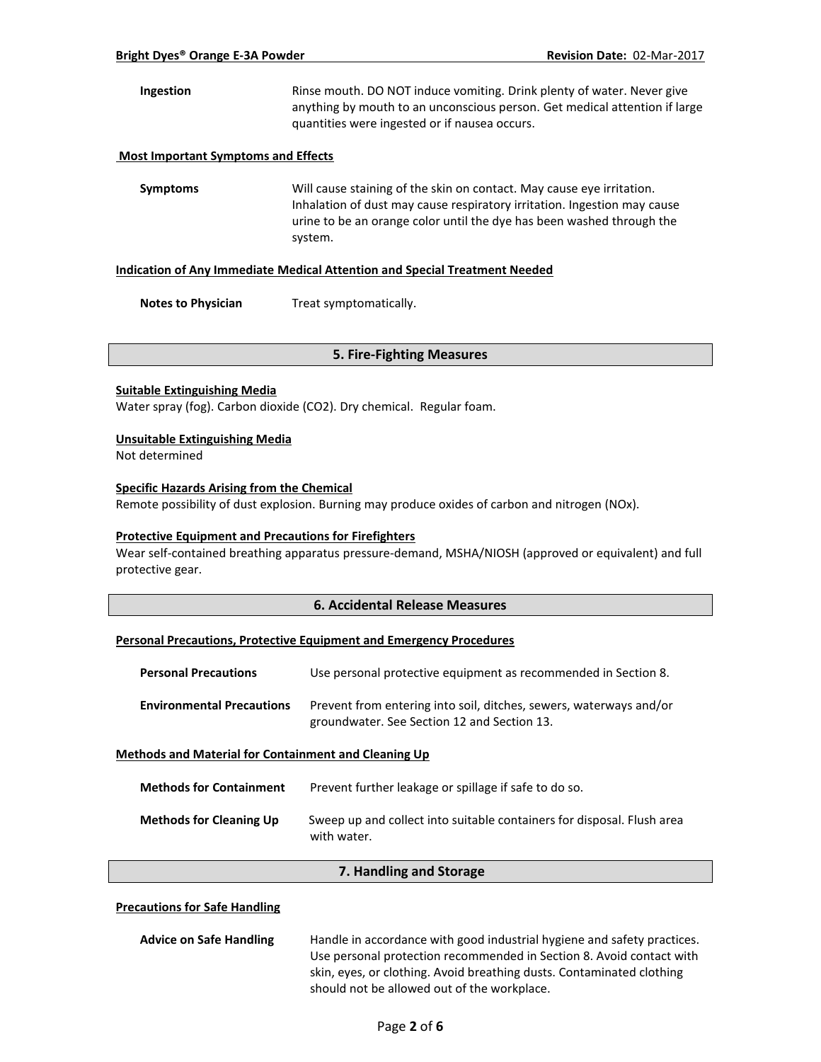**Ingestion** Rinse mouth. DO NOT induce vomiting. Drink plenty of water. Never give anything by mouth to an unconscious person. Get medical attention if large quantities were ingested or if nausea occurs.

**Most Important Symptoms and Effects**

**Symptoms** Will cause staining of the skin on contact. May cause eye irritation. Inhalation of dust may cause respiratory irritation. Ingestion may cause urine to be an orange color until the dye has been washed through the system.

**Indication of Any Immediate Medical Attention and Special Treatment Needed**

**Notes to Physician** Treat symptomatically.

## 5. Fire-Fighting Measures

**Suitable Extinguishing Media**

Water spray (fog). Carbon dioxide ($CO_2$). Dry chemical. Regular foam.

**Unsuitable Extinguishing Media**

Not determined

**Specific Hazards Arising from the Chemical**

Remote possibility of dust explosion. Burning may produce oxides of carbon and nitrogen (NOx).

**Protective Equipment and Precautions for Firefighters**

Wear self-contained breathing apparatus pressure-demand, MSHA/NIOSH (approved or equivalent) and full protective gear.

## 6. Accidental Release Measures

**Personal Precautions, Protective Equipment and Emergency Procedures**

**Personal Precautions** Use personal protective equipment as recommended in Section 8.

**Environmental Precautions** Prevent from entering into soil, ditches, sewers, waterways and/or groundwater. See Section 12 and Section 13.

**Methods and Material for Containment and Cleaning Up**

**Methods for Containment** Prevent further leakage or spillage if safe to do so.

**Methods for Cleaning Up** Sweep up and collect into suitable containers for disposal. Flush area with water.

## 7. Handling and Storage

**Precautions for Safe Handling**

**Advice on Safe Handling** Handle in accordance with good industrial hygiene and safety practices. Use personal protection recommended in Section 8. Avoid contact with skin, eyes, or clothing. Avoid breathing dusts. Contaminated clothing should not be allowed out of the workplace.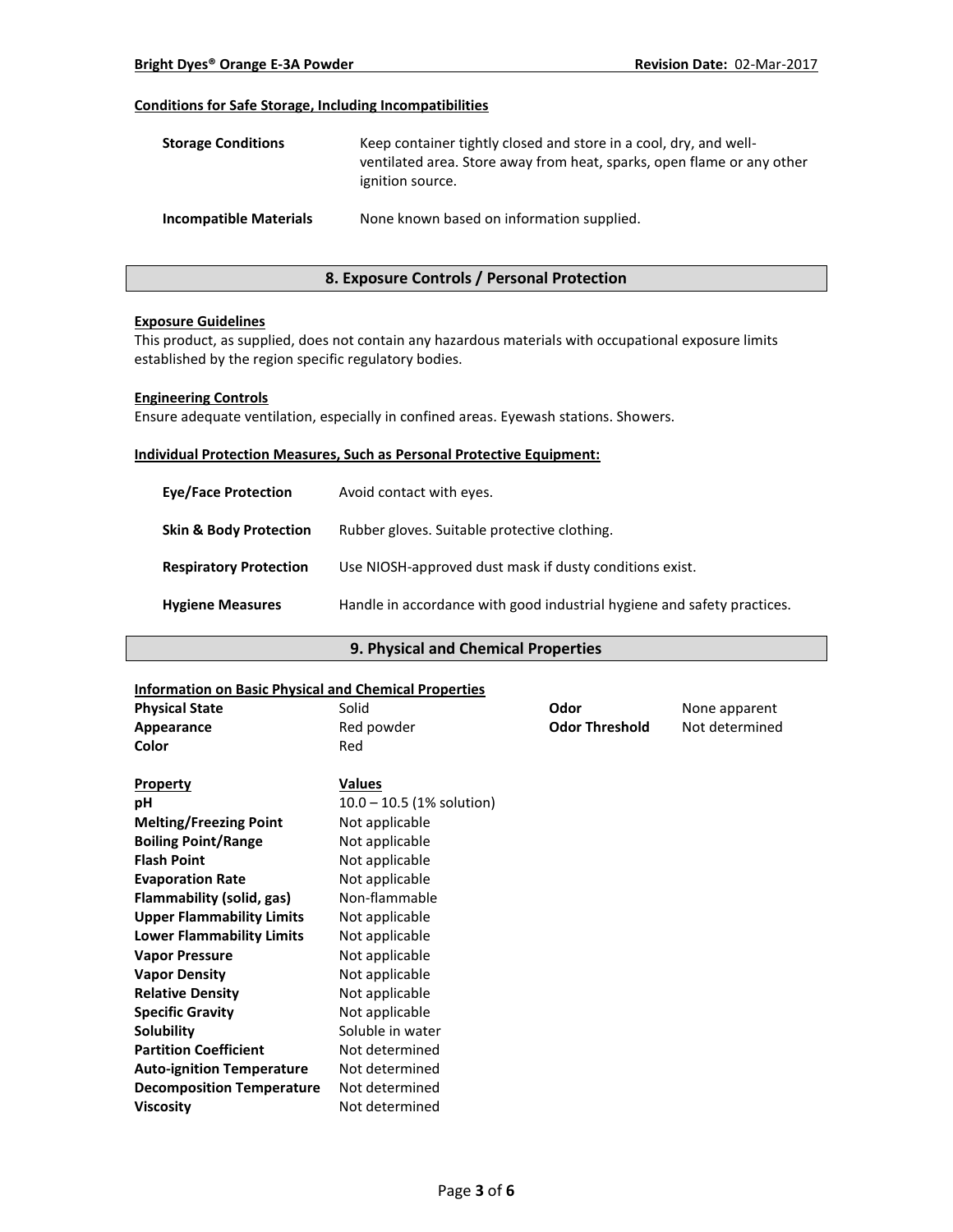#### Conditions for Safe Storage, Including Incompatibilities

| | |
|---|---|
| **Storage Conditions** | Keep container tightly closed and store in a cool, dry, and well-ventilated area. Store away from heat, sparks, open flame or any other ignition source. |
| **Incompatible Materials** | None known based on information supplied. |

## 8. Exposure Controls / Personal Protection

#### Exposure Guidelines

This product, as supplied, does not contain any hazardous materials with occupational exposure limits established by the region specific regulatory bodies.

#### Engineering Controls

Ensure adequate ventilation, especially in confined areas. Eyewash stations. Showers.

#### Individual Protection Measures, Such as Personal Protective Equipment:

| | |
|---|---|
| **Eye/Face Protection** | Avoid contact with eyes. |
| **Skin & Body Protection** | Rubber gloves. Suitable protective clothing. |
| **Respiratory Protection** | Use NIOSH-approved dust mask if dusty conditions exist. |
| **Hygiene Measures** | Handle in accordance with good industrial hygiene and safety practices. |

## 9. Physical and Chemical Properties

#### Information on Basic Physical and Chemical Properties

| | | | |
|---|---|---|---|
| **Physical State** | Solid | **Odor** | None apparent |
| **Appearance** | Red powder | **Odor Threshold** | Not determined |
| **Color** | Red | | |

| Property | Values |
|---|---|
| **pH** | 10.0 – 10.5 (1% solution) |
| **Melting/Freezing Point** | Not applicable |
| **Boiling Point/Range** | Not applicable |
| **Flash Point** | Not applicable |
| **Evaporation Rate** | Not applicable |
| **Flammability (solid, gas)** | Non-flammable |
| **Upper Flammability Limits** | Not applicable |
| **Lower Flammability Limits** | Not applicable |
| **Vapor Pressure** | Not applicable |
| **Vapor Density** | Not applicable |
| **Relative Density** | Not applicable |
| **Specific Gravity** | Not applicable |
| **Solubility** | Soluble in water |
| **Partition Coefficient** | Not determined |
| **Auto-ignition Temperature** | Not determined |
| **Decomposition Temperature** | Not determined |
| **Viscosity** | Not determined |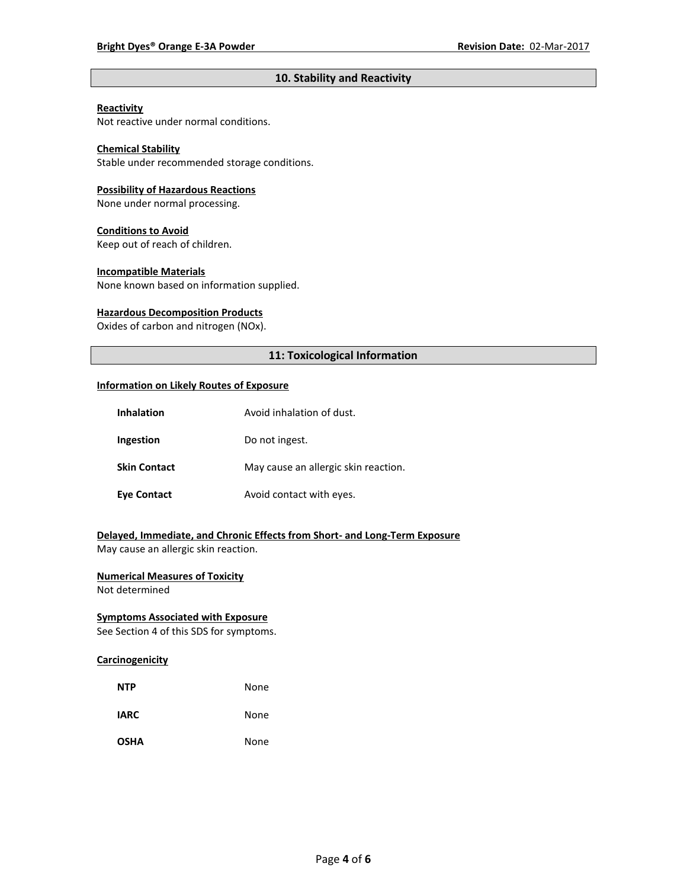## 10. Stability and Reactivity

**Reactivity**
Not reactive under normal conditions.

**Chemical Stability**
Stable under recommended storage conditions.

**Possibility of Hazardous Reactions**
None under normal processing.

**Conditions to Avoid**
Keep out of reach of children.

**Incompatible Materials**
None known based on information supplied.

**Hazardous Decomposition Products**
Oxides of carbon and nitrogen (NOx).

## 11: Toxicological Information

**Information on Likely Routes of Exposure**

| | |
|---|---|
| **Inhalation** | Avoid inhalation of dust. |
| **Ingestion** | Do not ingest. |
| **Skin Contact** | May cause an allergic skin reaction. |
| **Eye Contact** | Avoid contact with eyes. |

**Delayed, Immediate, and Chronic Effects from Short- and Long-Term Exposure**
May cause an allergic skin reaction.

**Numerical Measures of Toxicity**
Not determined

**Symptoms Associated with Exposure**
See Section 4 of this SDS for symptoms.

**Carcinogenicity**

| | |
|---|---|
| **NTP** | None |
| **IARC** | None |
| **OSHA** | None |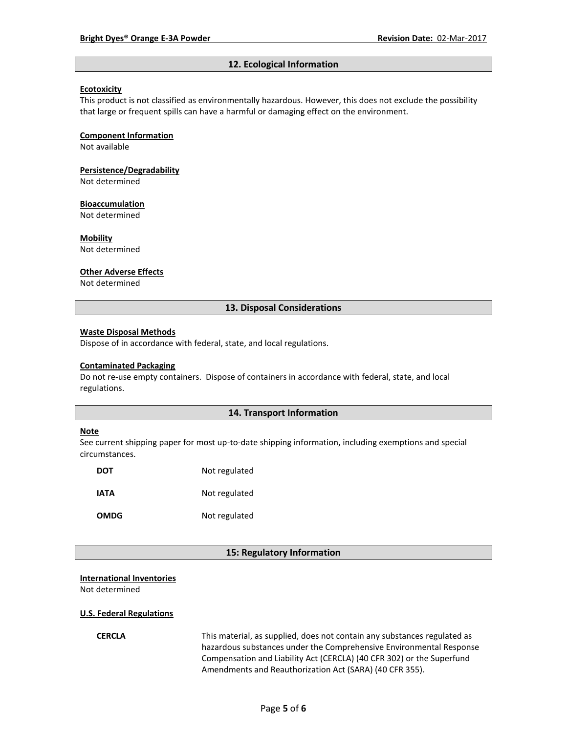## 12. Ecological Information

**Ecotoxicity**

This product is not classified as environmentally hazardous. However, this does not exclude the possibility that large or frequent spills can have a harmful or damaging effect on the environment.

**Component Information**

Not available

**Persistence/Degradability**

Not determined

**Bioaccumulation**

Not determined

**Mobility**

Not determined

**Other Adverse Effects**

Not determined

## 13. Disposal Considerations

**Waste Disposal Methods**

Dispose of in accordance with federal, state, and local regulations.

**Contaminated Packaging**

Do not re-use empty containers. Dispose of containers in accordance with federal, state, and local regulations.

## 14. Transport Information

**Note**

See current shipping paper for most up-to-date shipping information, including exemptions and special circumstances.

| | |
|---|---|
| **DOT** | Not regulated |
| **IATA** | Not regulated |
| **OMDG** | Not regulated |

## 15: Regulatory Information

**International Inventories**

Not determined

**U.S. Federal Regulations**

| | |
|---|---|
| **CERCLA** | This material, as supplied, does not contain any substances regulated as hazardous substances under the Comprehensive Environmental Response Compensation and Liability Act (CERCLA) (40 CFR 302) or the Superfund Amendments and Reauthorization Act (SARA) (40 CFR 355). |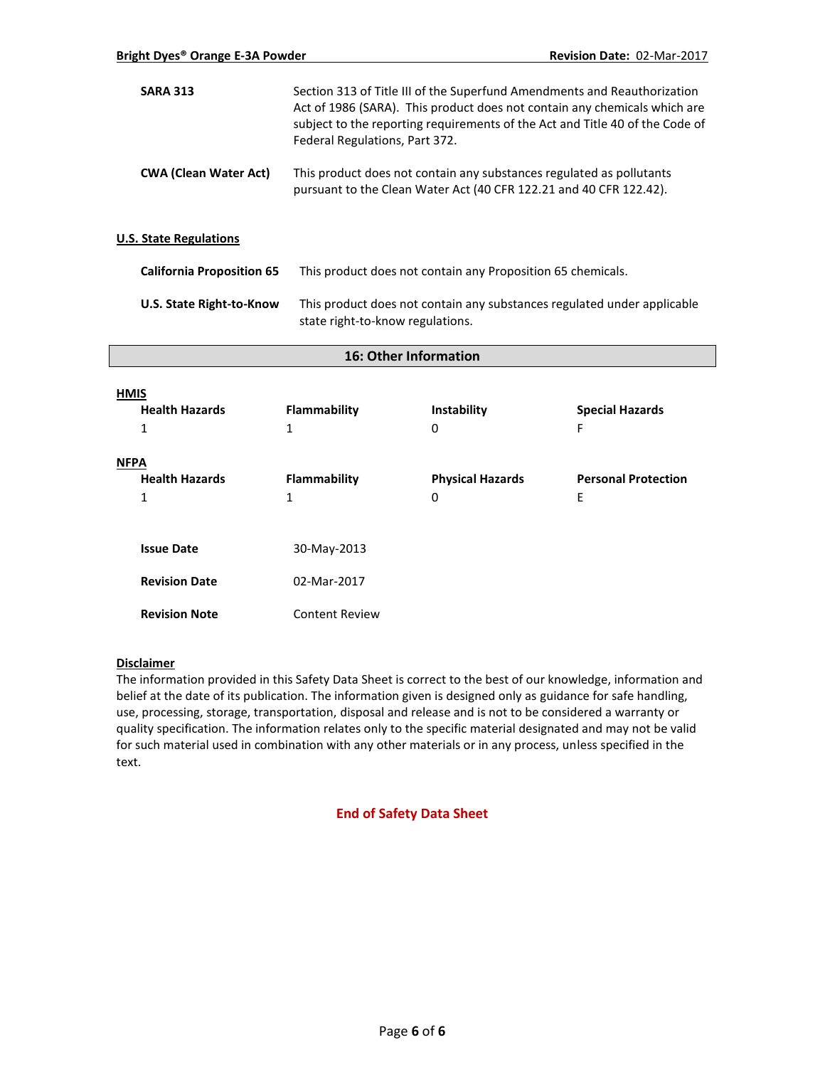| | |
|---|---|
| **SARA 313** | Section 313 of Title III of the Superfund Amendments and Reauthorization Act of 1986 (SARA). This product does not contain any chemicals which are subject to the reporting requirements of the Act and Title 40 of the Code of Federal Regulations, Part 372. |
| **CWA (Clean Water Act)** | This product does not contain any substances regulated as pollutants pursuant to the Clean Water Act (40 CFR 122.21 and 40 CFR 122.42). |

**U.S. State Regulations**

| | |
|---|---|
| **California Proposition 65** | This product does not contain any Proposition 65 chemicals. |
| **U.S. State Right-to-Know** | This product does not contain any substances regulated under applicable state right-to-know regulations. |

## 16: Other Information

**HMIS**

| Health Hazards | Flammability | Instability | Special Hazards |
|---|---|---|---|
| 1 | 1 | 0 | F |

**NFPA**

| Health Hazards | Flammability | Physical Hazards | Personal Protection |
|---|---|---|---|
| 1 | 1 | 0 | E |

| | |
|---|---|
| **Issue Date** | 30-May-2013 |
| **Revision Date** | 02-Mar-2017 |
| **Revision Note** | Content Review |

**Disclaimer**

The information provided in this Safety Data Sheet is correct to the best of our knowledge, information and belief at the date of its publication. The information given is designed only as guidance for safe handling, use, processing, storage, transportation, disposal and release and is not to be considered a warranty or quality specification. The information relates only to the specific material designated and may not be valid for such material used in combination with any other materials or in any process, unless specified in the text.

**End of Safety Data Sheet**